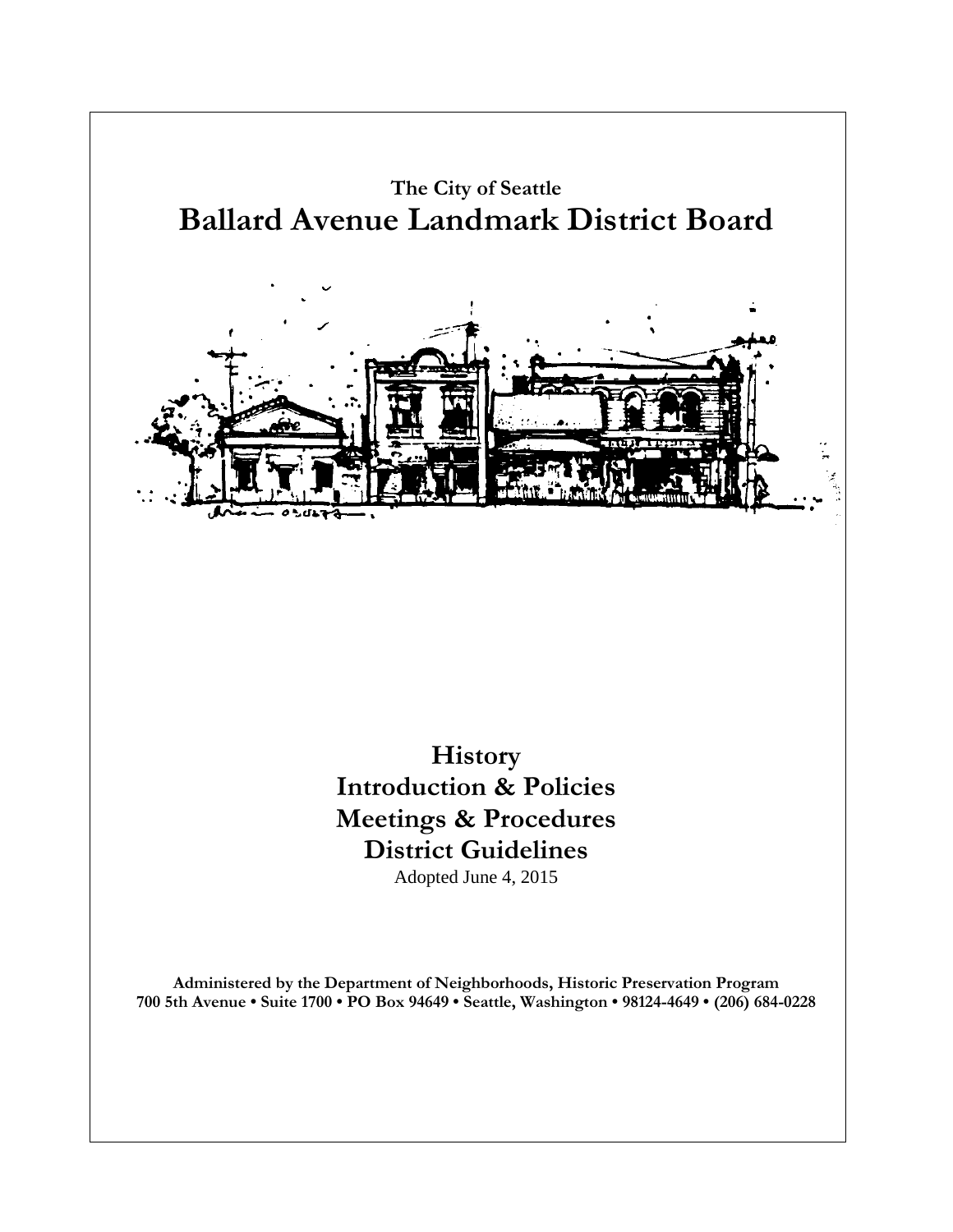The City of Seattle

# Ballard Avenue Landmark District Board

## History
## Introduction & Policies
## Meetings & Procedures
## District Guidelines

Adopted June 4, 2015

**Administered by the Department of Neighborhoods, Historic Preservation Program**
**700 5th Avenue • Suite 1700 • PO Box 94649 • Seattle, Washington • 98124-4649 • (206) 684-0228**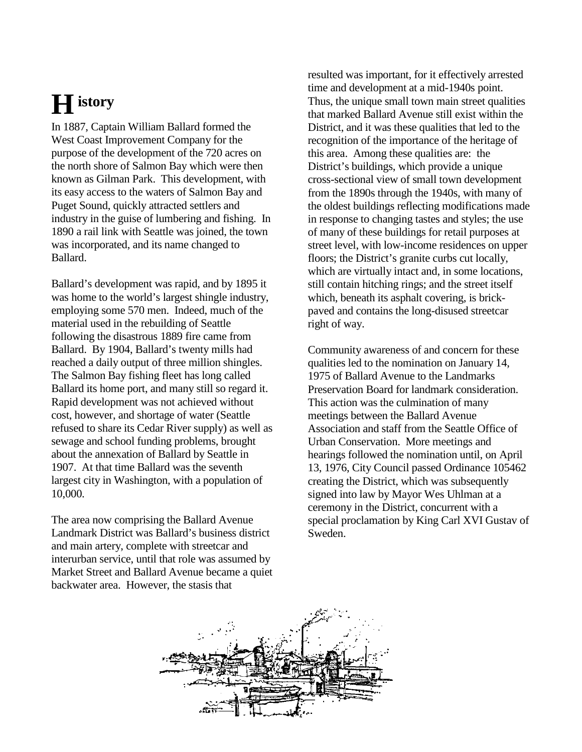# History

In 1887, Captain William Ballard formed the West Coast Improvement Company for the purpose of the development of the 720 acres on the north shore of Salmon Bay which were then known as Gilman Park. This development, with its easy access to the waters of Salmon Bay and Puget Sound, quickly attracted settlers and industry in the guise of lumbering and fishing. In 1890 a rail link with Seattle was joined, the town was incorporated, and its name changed to Ballard.

Ballard's development was rapid, and by 1895 it was home to the world's largest shingle industry, employing some 570 men. Indeed, much of the material used in the rebuilding of Seattle following the disastrous 1889 fire came from Ballard. By 1904, Ballard's twenty mills had reached a daily output of three million shingles. The Salmon Bay fishing fleet has long called Ballard its home port, and many still so regard it. Rapid development was not achieved without cost, however, and shortage of water (Seattle refused to share its Cedar River supply) as well as sewage and school funding problems, brought about the annexation of Ballard by Seattle in 1907. At that time Ballard was the seventh largest city in Washington, with a population of 10,000.

The area now comprising the Ballard Avenue Landmark District was Ballard's business district and main artery, complete with streetcar and interurban service, until that role was assumed by Market Street and Ballard Avenue became a quiet backwater area. However, the stasis that resulted was important, for it effectively arrested time and development at a mid-1940s point. Thus, the unique small town main street qualities that marked Ballard Avenue still exist within the District, and it was these qualities that led to the recognition of the importance of the heritage of this area. Among these qualities are: the District's buildings, which provide a unique cross-sectional view of small town development from the 1890s through the 1940s, with many of the oldest buildings reflecting modifications made in response to changing tastes and styles; the use of many of these buildings for retail purposes at street level, with low-income residences on upper floors; the District's granite curbs cut locally, which are virtually intact and, in some locations, still contain hitching rings; and the street itself which, beneath its asphalt covering, is brick-paved and contains the long-disused streetcar right of way.

Community awareness of and concern for these qualities led to the nomination on January 14, 1975 of Ballard Avenue to the Landmarks Preservation Board for landmark consideration. This action was the culmination of many meetings between the Ballard Avenue Association and staff from the Seattle Office of Urban Conservation. More meetings and hearings followed the nomination until, on April 13, 1976, City Council passed Ordinance 105462 creating the District, which was subsequently signed into law by Mayor Wes Uhlman at a ceremony in the District, concurrent with a special proclamation by King Carl XVI Gustav of Sweden.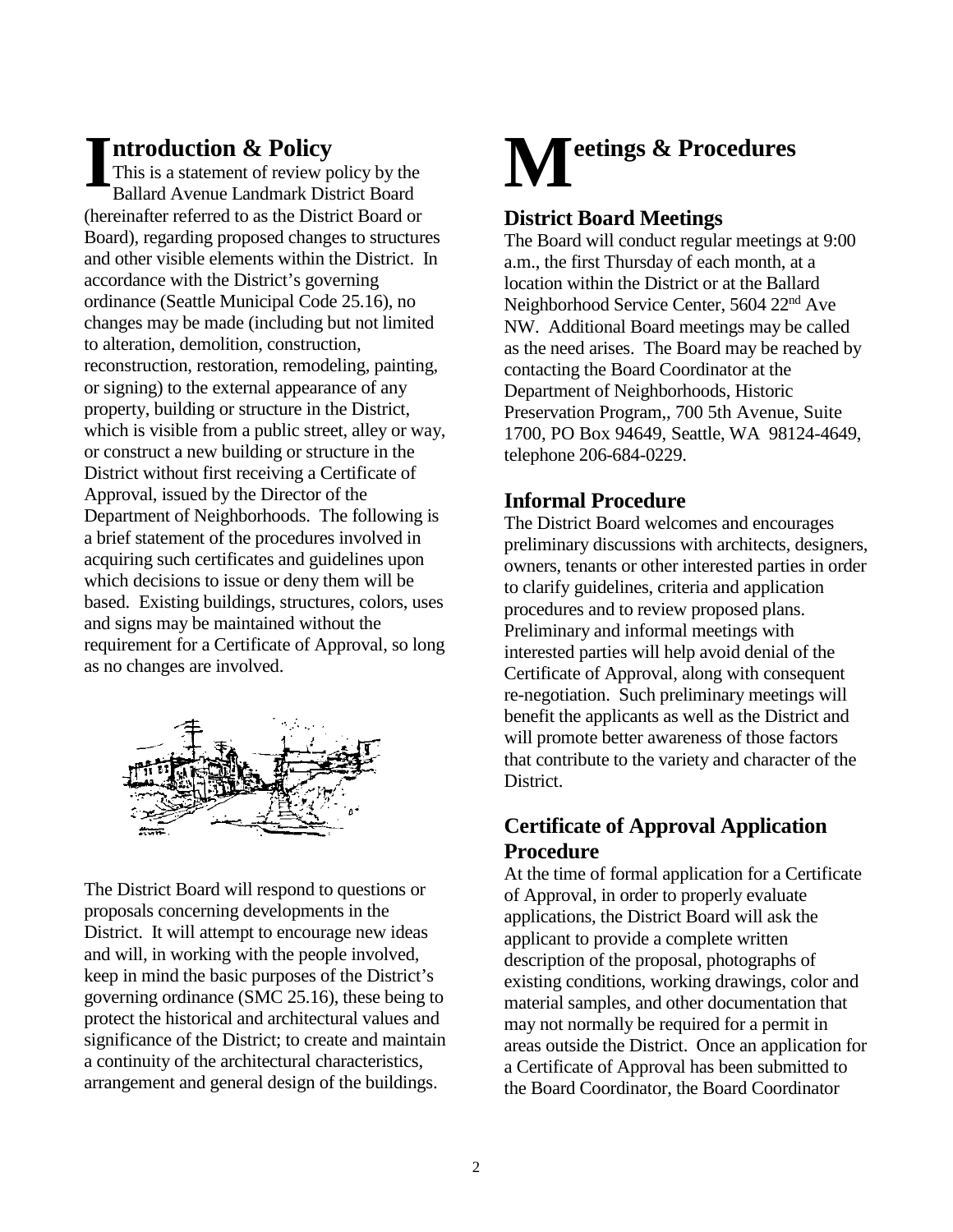## Introduction & Policy

This is a statement of review policy by the Ballard Avenue Landmark District Board (hereinafter referred to as the District Board or Board), regarding proposed changes to structures and other visible elements within the District. In accordance with the District's governing ordinance (Seattle Municipal Code 25.16), no changes may be made (including but not limited to alteration, demolition, construction, reconstruction, restoration, remodeling, painting, or signing) to the external appearance of any property, building or structure in the District, which is visible from a public street, alley or way, or construct a new building or structure in the District without first receiving a Certificate of Approval, issued by the Director of the Department of Neighborhoods. The following is a brief statement of the procedures involved in acquiring such certificates and guidelines upon which decisions to issue or deny them will be based. Existing buildings, structures, colors, uses and signs may be maintained without the requirement for a Certificate of Approval, so long as no changes are involved.

The District Board will respond to questions or proposals concerning developments in the District. It will attempt to encourage new ideas and will, in working with the people involved, keep in mind the basic purposes of the District's governing ordinance (SMC 25.16), these being to protect the historical and architectural values and significance of the District; to create and maintain a continuity of the architectural characteristics, arrangement and general design of the buildings.

## Meetings & Procedures

### District Board Meetings

The Board will conduct regular meetings at 9:00 a.m., the first Thursday of each month, at a location within the District or at the Ballard Neighborhood Service Center, 5604 22nd Ave NW. Additional Board meetings may be called as the need arises. The Board may be reached by contacting the Board Coordinator at the Department of Neighborhoods, Historic Preservation Program,, 700 5th Avenue, Suite 1700, PO Box 94649, Seattle, WA 98124-4649, telephone 206-684-0229.

### Informal Procedure

The District Board welcomes and encourages preliminary discussions with architects, designers, owners, tenants or other interested parties in order to clarify guidelines, criteria and application procedures and to review proposed plans. Preliminary and informal meetings with interested parties will help avoid denial of the Certificate of Approval, along with consequent re-negotiation. Such preliminary meetings will benefit the applicants as well as the District and will promote better awareness of those factors that contribute to the variety and character of the District.

### Certificate of Approval Application Procedure

At the time of formal application for a Certificate of Approval, in order to properly evaluate applications, the District Board will ask the applicant to provide a complete written description of the proposal, photographs of existing conditions, working drawings, color and material samples, and other documentation that may not normally be required for a permit in areas outside the District. Once an application for a Certificate of Approval has been submitted to the Board Coordinator, the Board Coordinator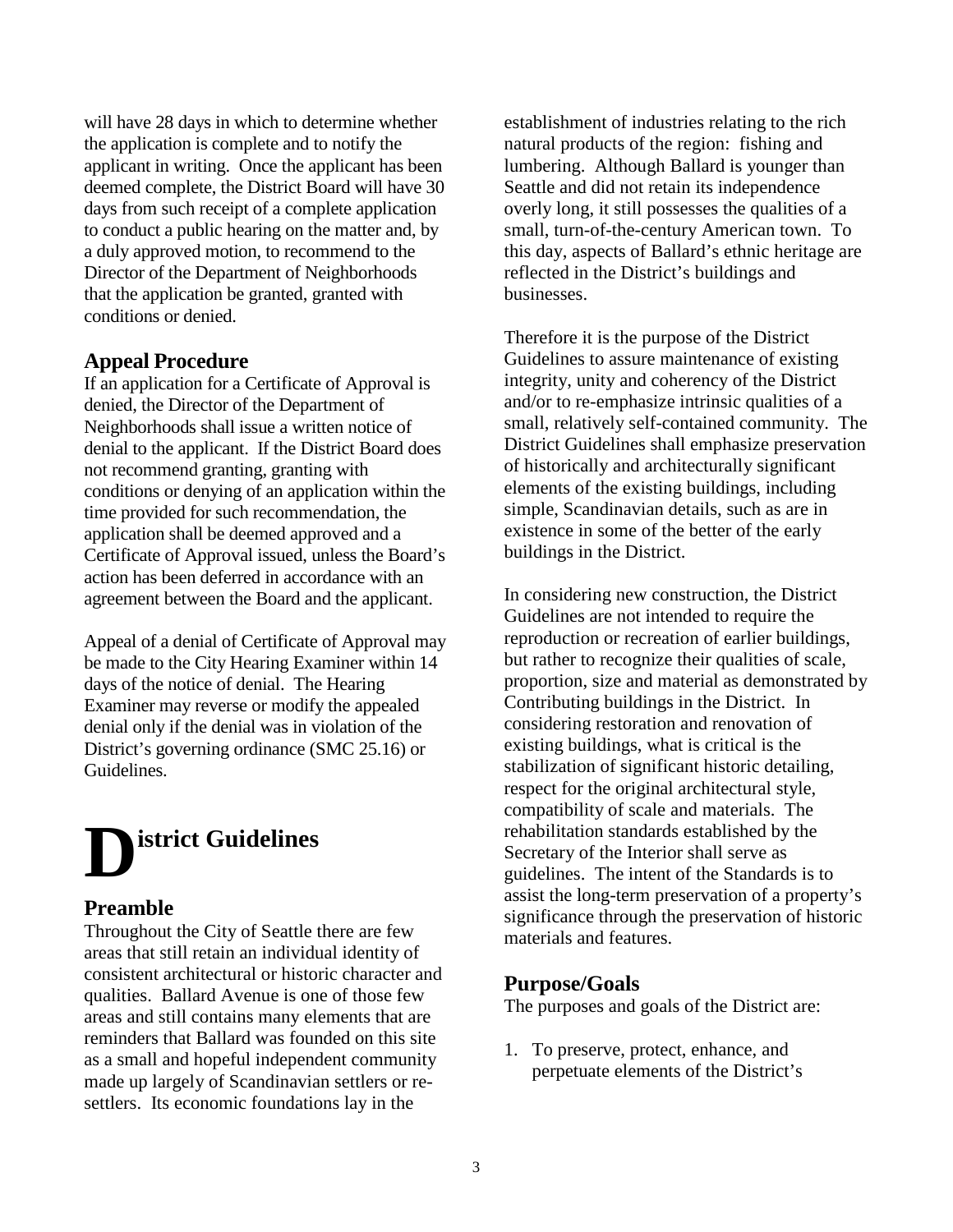will have 28 days in which to determine whether the application is complete and to notify the applicant in writing. Once the applicant has been deemed complete, the District Board will have 30 days from such receipt of a complete application to conduct a public hearing on the matter and, by a duly approved motion, to recommend to the Director of the Department of Neighborhoods that the application be granted, granted with conditions or denied.

### Appeal Procedure

If an application for a Certificate of Approval is denied, the Director of the Department of Neighborhoods shall issue a written notice of denial to the applicant. If the District Board does not recommend granting, granting with conditions or denying of an application within the time provided for such recommendation, the application shall be deemed approved and a Certificate of Approval issued, unless the Board's action has been deferred in accordance with an agreement between the Board and the applicant.

Appeal of a denial of Certificate of Approval may be made to the City Hearing Examiner within 14 days of the notice of denial. The Hearing Examiner may reverse or modify the appealed denial only if the denial was in violation of the District's governing ordinance (SMC 25.16) or Guidelines.

# District Guidelines

### Preamble

Throughout the City of Seattle there are few areas that still retain an individual identity of consistent architectural or historic character and qualities. Ballard Avenue is one of those few areas and still contains many elements that are reminders that Ballard was founded on this site as a small and hopeful independent community made up largely of Scandinavian settlers or re-settlers. Its economic foundations lay in the establishment of industries relating to the rich natural products of the region: fishing and lumbering. Although Ballard is younger than Seattle and did not retain its independence overly long, it still possesses the qualities of a small, turn-of-the-century American town. To this day, aspects of Ballard's ethnic heritage are reflected in the District's buildings and businesses.

Therefore it is the purpose of the District Guidelines to assure maintenance of existing integrity, unity and coherency of the District and/or to re-emphasize intrinsic qualities of a small, relatively self-contained community. The District Guidelines shall emphasize preservation of historically and architecturally significant elements of the existing buildings, including simple, Scandinavian details, such as are in existence in some of the better of the early buildings in the District.

In considering new construction, the District Guidelines are not intended to require the reproduction or recreation of earlier buildings, but rather to recognize their qualities of scale, proportion, size and material as demonstrated by Contributing buildings in the District. In considering restoration and renovation of existing buildings, what is critical is the stabilization of significant historic detailing, respect for the original architectural style, compatibility of scale and materials. The rehabilitation standards established by the Secretary of the Interior shall serve as guidelines. The intent of the Standards is to assist the long-term preservation of a property's significance through the preservation of historic materials and features.

### Purpose/Goals

The purposes and goals of the District are:

1. To preserve, protect, enhance, and perpetuate elements of the District's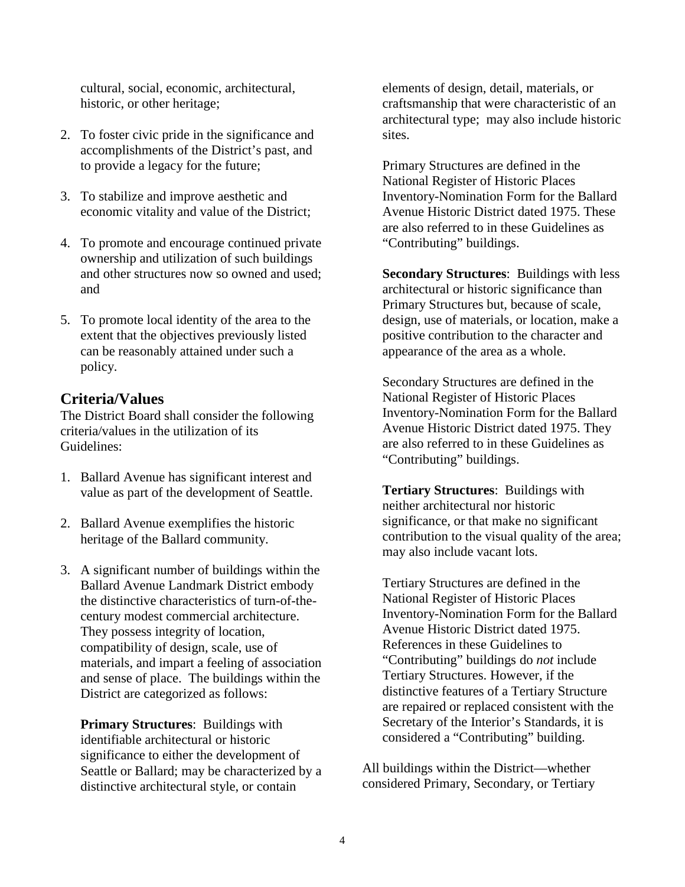cultural, social, economic, architectural, historic, or other heritage;

2. To foster civic pride in the significance and accomplishments of the District's past, and to provide a legacy for the future;

3. To stabilize and improve aesthetic and economic vitality and value of the District;

4. To promote and encourage continued private ownership and utilization of such buildings and other structures now so owned and used; and

5. To promote local identity of the area to the extent that the objectives previously listed can be reasonably attained under such a policy.

## Criteria/Values

The District Board shall consider the following criteria/values in the utilization of its Guidelines:

1. Ballard Avenue has significant interest and value as part of the development of Seattle.

2. Ballard Avenue exemplifies the historic heritage of the Ballard community.

3. A significant number of buildings within the Ballard Avenue Landmark District embody the distinctive characteristics of turn-of-the-century modest commercial architecture. They possess integrity of location, compatibility of design, scale, use of materials, and impart a feeling of association and sense of place. The buildings within the District are categorized as follows:

   **Primary Structures**: Buildings with identifiable architectural or historic significance to either the development of Seattle or Ballard; may be characterized by a distinctive architectural style, or contain elements of design, detail, materials, or craftsmanship that were characteristic of an architectural type; may also include historic sites.

   Primary Structures are defined in the National Register of Historic Places Inventory-Nomination Form for the Ballard Avenue Historic District dated 1975. These are also referred to in these Guidelines as "Contributing" buildings.

   **Secondary Structures**: Buildings with less architectural or historic significance than Primary Structures but, because of scale, design, use of materials, or location, make a positive contribution to the character and appearance of the area as a whole.

   Secondary Structures are defined in the National Register of Historic Places Inventory-Nomination Form for the Ballard Avenue Historic District dated 1975. They are also referred to in these Guidelines as "Contributing" buildings.

   **Tertiary Structures**: Buildings with neither architectural nor historic significance, or that make no significant contribution to the visual quality of the area; may also include vacant lots.

   Tertiary Structures are defined in the National Register of Historic Places Inventory-Nomination Form for the Ballard Avenue Historic District dated 1975. References in these Guidelines to "Contributing" buildings do *not* include Tertiary Structures. However, if the distinctive features of a Tertiary Structure are repaired or replaced consistent with the Secretary of the Interior's Standards, it is considered a "Contributing" building.

All buildings within the District—whether considered Primary, Secondary, or Tertiary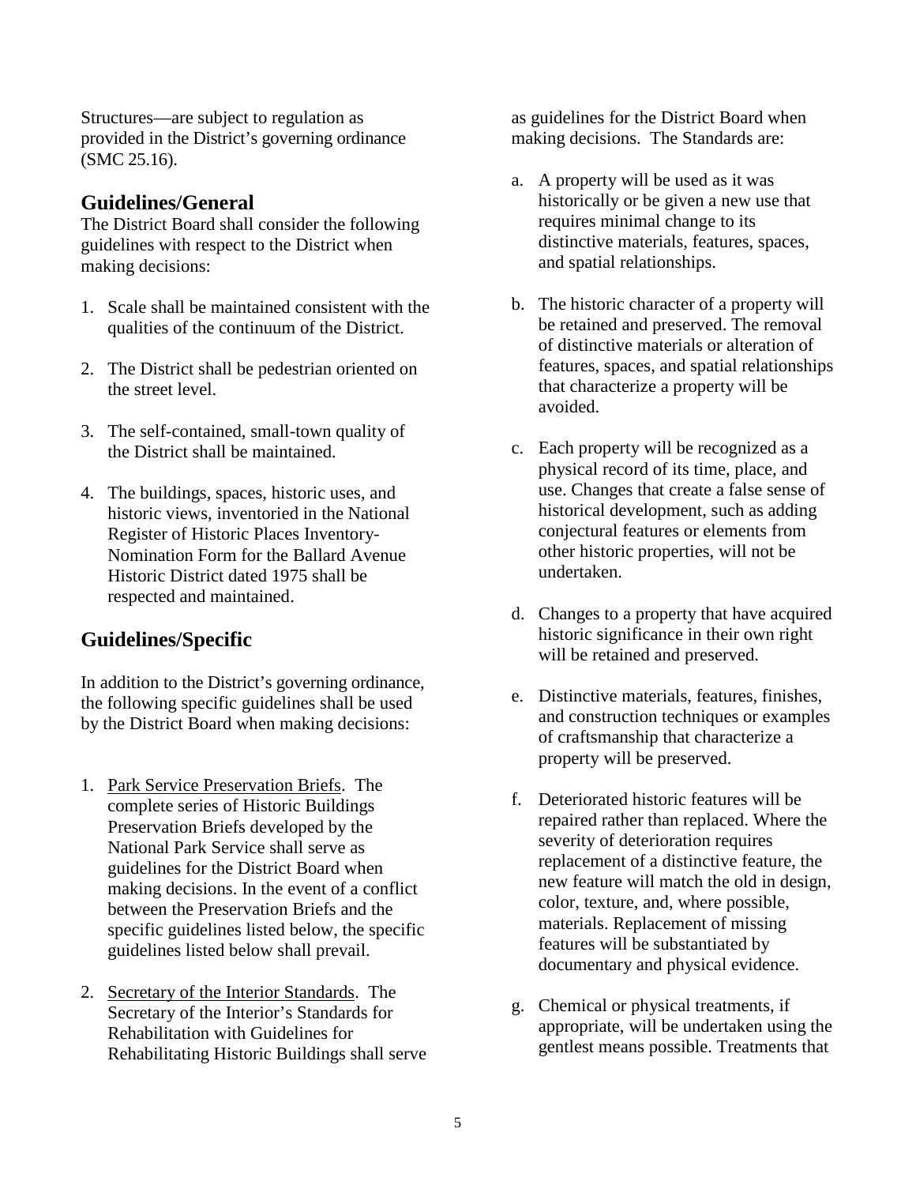Structures—are subject to regulation as provided in the District's governing ordinance (SMC 25.16).

## Guidelines/General

The District Board shall consider the following guidelines with respect to the District when making decisions:

1. Scale shall be maintained consistent with the qualities of the continuum of the District.

2. The District shall be pedestrian oriented on the street level.

3. The self-contained, small-town quality of the District shall be maintained.

4. The buildings, spaces, historic uses, and historic views, inventoried in the National Register of Historic Places Inventory-Nomination Form for the Ballard Avenue Historic District dated 1975 shall be respected and maintained.

## Guidelines/Specific

In addition to the District's governing ordinance, the following specific guidelines shall be used by the District Board when making decisions:

1. Park Service Preservation Briefs. The complete series of Historic Buildings Preservation Briefs developed by the National Park Service shall serve as guidelines for the District Board when making decisions. In the event of a conflict between the Preservation Briefs and the specific guidelines listed below, the specific guidelines listed below shall prevail.

2. Secretary of the Interior Standards. The Secretary of the Interior's Standards for Rehabilitation with Guidelines for Rehabilitating Historic Buildings shall serve as guidelines for the District Board when making decisions. The Standards are:

   a. A property will be used as it was historically or be given a new use that requires minimal change to its distinctive materials, features, spaces, and spatial relationships.

   b. The historic character of a property will be retained and preserved. The removal of distinctive materials or alteration of features, spaces, and spatial relationships that characterize a property will be avoided.

   c. Each property will be recognized as a physical record of its time, place, and use. Changes that create a false sense of historical development, such as adding conjectural features or elements from other historic properties, will not be undertaken.

   d. Changes to a property that have acquired historic significance in their own right will be retained and preserved.

   e. Distinctive materials, features, finishes, and construction techniques or examples of craftsmanship that characterize a property will be preserved.

   f. Deteriorated historic features will be repaired rather than replaced. Where the severity of deterioration requires replacement of a distinctive feature, the new feature will match the old in design, color, texture, and, where possible, materials. Replacement of missing features will be substantiated by documentary and physical evidence.

   g. Chemical or physical treatments, if appropriate, will be undertaken using the gentlest means possible. Treatments that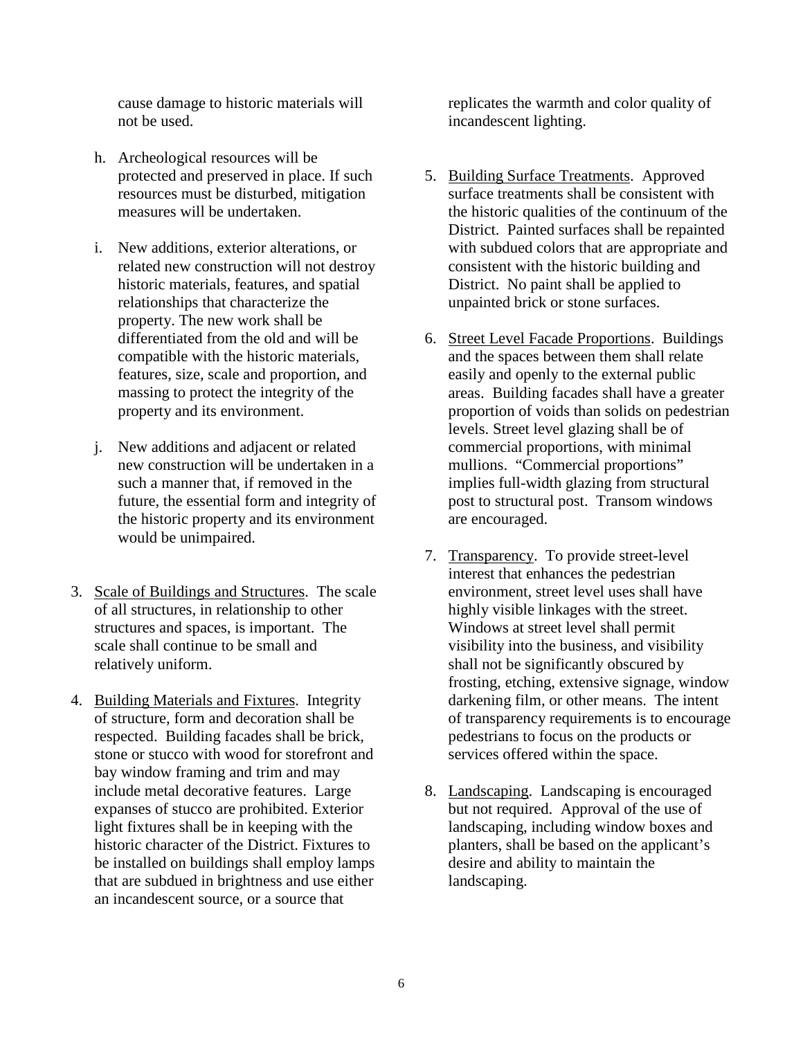cause damage to historic materials will not be used.

h. Archeological resources will be protected and preserved in place. If such resources must be disturbed, mitigation measures will be undertaken.

i. New additions, exterior alterations, or related new construction will not destroy historic materials, features, and spatial relationships that characterize the property. The new work shall be differentiated from the old and will be compatible with the historic materials, features, size, scale and proportion, and massing to protect the integrity of the property and its environment.

j. New additions and adjacent or related new construction will be undertaken in a such a manner that, if removed in the future, the essential form and integrity of the historic property and its environment would be unimpaired.

3. Scale of Buildings and Structures. The scale of all structures, in relationship to other structures and spaces, is important. The scale shall continue to be small and relatively uniform.

4. Building Materials and Fixtures. Integrity of structure, form and decoration shall be respected. Building facades shall be brick, stone or stucco with wood for storefront and bay window framing and trim and may include metal decorative features. Large expanses of stucco are prohibited. Exterior light fixtures shall be in keeping with the historic character of the District. Fixtures to be installed on buildings shall employ lamps that are subdued in brightness and use either an incandescent source, or a source that replicates the warmth and color quality of incandescent lighting.

5. Building Surface Treatments. Approved surface treatments shall be consistent with the historic qualities of the continuum of the District. Painted surfaces shall be repainted with subdued colors that are appropriate and consistent with the historic building and District. No paint shall be applied to unpainted brick or stone surfaces.

6. Street Level Facade Proportions. Buildings and the spaces between them shall relate easily and openly to the external public areas. Building facades shall have a greater proportion of voids than solids on pedestrian levels. Street level glazing shall be of commercial proportions, with minimal mullions. "Commercial proportions" implies full-width glazing from structural post to structural post. Transom windows are encouraged.

7. Transparency. To provide street-level interest that enhances the pedestrian environment, street level uses shall have highly visible linkages with the street. Windows at street level shall permit visibility into the business, and visibility shall not be significantly obscured by frosting, etching, extensive signage, window darkening film, or other means. The intent of transparency requirements is to encourage pedestrians to focus on the products or services offered within the space.

8. Landscaping. Landscaping is encouraged but not required. Approval of the use of landscaping, including window boxes and planters, shall be based on the applicant's desire and ability to maintain the landscaping.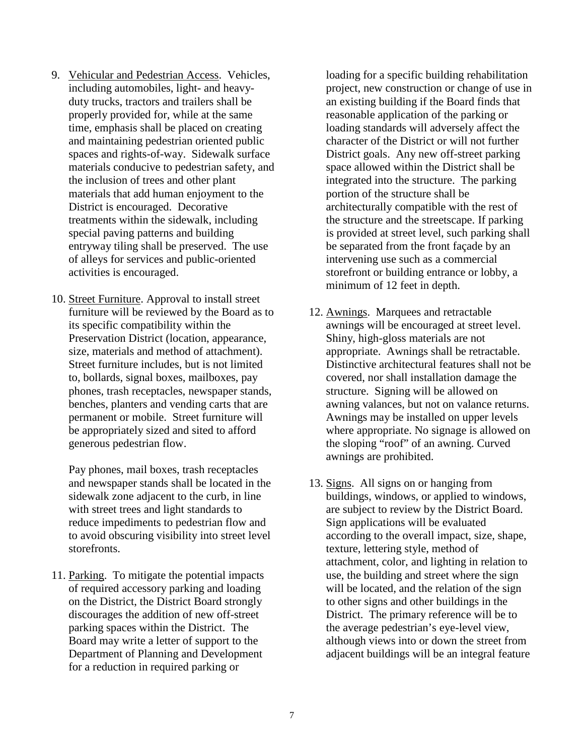9. Vehicular and Pedestrian Access. Vehicles, including automobiles, light- and heavy-duty trucks, tractors and trailers shall be properly provided for, while at the same time, emphasis shall be placed on creating and maintaining pedestrian oriented public spaces and rights-of-way. Sidewalk surface materials conducive to pedestrian safety, and the inclusion of trees and other plant materials that add human enjoyment to the District is encouraged. Decorative treatments within the sidewalk, including special paving patterns and building entryway tiling shall be preserved. The use of alleys for services and public-oriented activities is encouraged.

10. Street Furniture. Approval to install street furniture will be reviewed by the Board as to its specific compatibility within the Preservation District (location, appearance, size, materials and method of attachment). Street furniture includes, but is not limited to, bollards, signal boxes, mailboxes, pay phones, trash receptacles, newspaper stands, benches, planters and vending carts that are permanent or mobile. Street furniture will be appropriately sized and sited to afford generous pedestrian flow.

    Pay phones, mail boxes, trash receptacles and newspaper stands shall be located in the sidewalk zone adjacent to the curb, in line with street trees and light standards to reduce impediments to pedestrian flow and to avoid obscuring visibility into street level storefronts.

11. Parking. To mitigate the potential impacts of required accessory parking and loading on the District, the District Board strongly discourages the addition of new off-street parking spaces within the District. The Board may write a letter of support to the Department of Planning and Development for a reduction in required parking or loading for a specific building rehabilitation project, new construction or change of use in an existing building if the Board finds that reasonable application of the parking or loading standards will adversely affect the character of the District or will not further District goals. Any new off-street parking space allowed within the District shall be integrated into the structure. The parking portion of the structure shall be architecturally compatible with the rest of the structure and the streetscape. If parking is provided at street level, such parking shall be separated from the front façade by an intervening use such as a commercial storefront or building entrance or lobby, a minimum of 12 feet in depth.

12. Awnings. Marquees and retractable awnings will be encouraged at street level. Shiny, high-gloss materials are not appropriate. Awnings shall be retractable. Distinctive architectural features shall not be covered, nor shall installation damage the structure. Signing will be allowed on awning valances, but not on valance returns. Awnings may be installed on upper levels where appropriate. No signage is allowed on the sloping "roof" of an awning. Curved awnings are prohibited.

13. Signs. All signs on or hanging from buildings, windows, or applied to windows, are subject to review by the District Board. Sign applications will be evaluated according to the overall impact, size, shape, texture, lettering style, method of attachment, color, and lighting in relation to use, the building and street where the sign will be located, and the relation of the sign to other signs and other buildings in the District. The primary reference will be to the average pedestrian's eye-level view, although views into or down the street from adjacent buildings will be an integral feature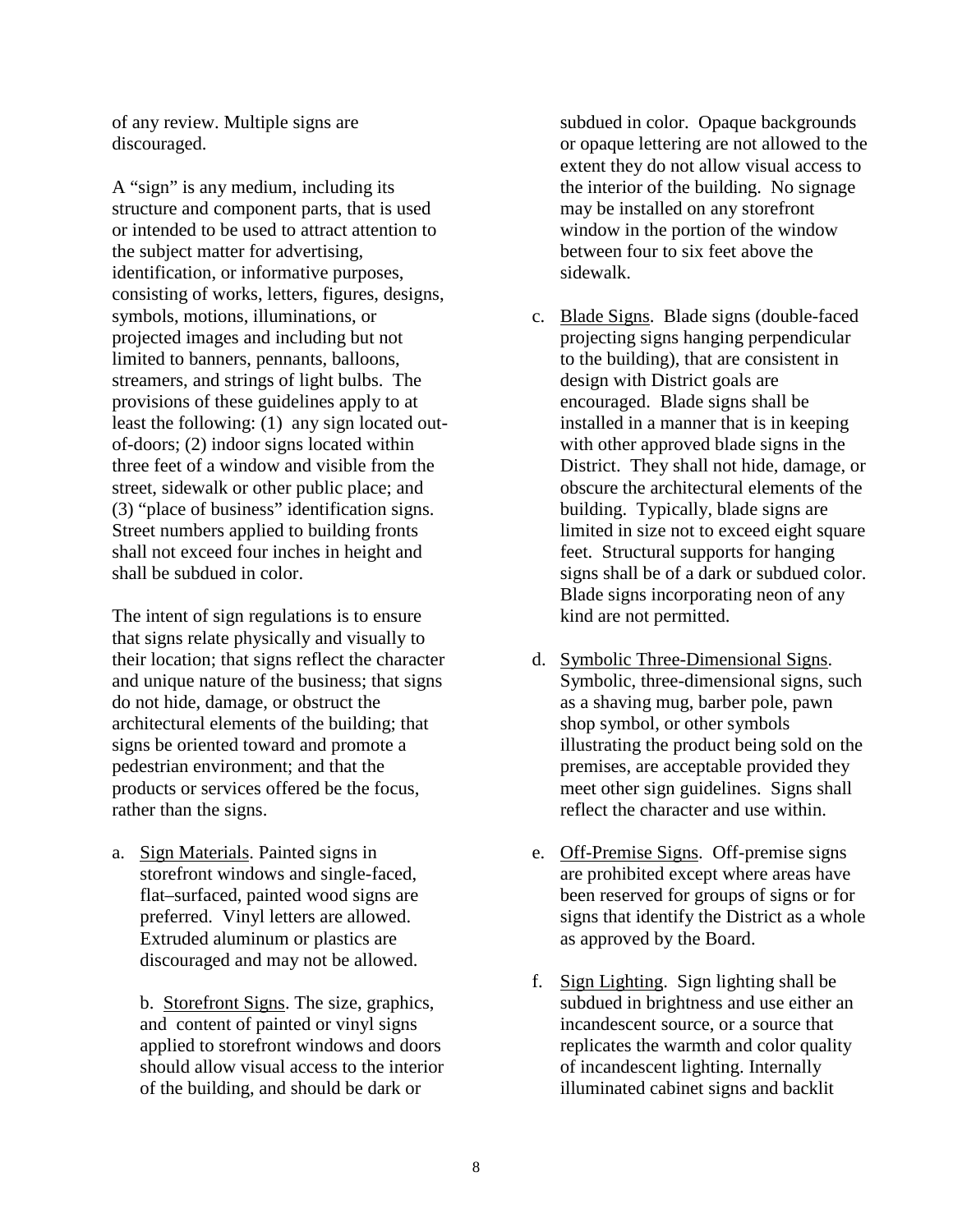of any review. Multiple signs are discouraged.

A "sign" is any medium, including its structure and component parts, that is used or intended to be used to attract attention to the subject matter for advertising, identification, or informative purposes, consisting of works, letters, figures, designs, symbols, motions, illuminations, or projected images and including but not limited to banners, pennants, balloons, streamers, and strings of light bulbs. The provisions of these guidelines apply to at least the following: (1) any sign located out-of-doors; (2) indoor signs located within three feet of a window and visible from the street, sidewalk or other public place; and (3) "place of business" identification signs. Street numbers applied to building fronts shall not exceed four inches in height and shall be subdued in color.

The intent of sign regulations is to ensure that signs relate physically and visually to their location; that signs reflect the character and unique nature of the business; that signs do not hide, damage, or obstruct the architectural elements of the building; that signs be oriented toward and promote a pedestrian environment; and that the products or services offered be the focus, rather than the signs.

a. Sign Materials. Painted signs in storefront windows and single-faced, flat–surfaced, painted wood signs are preferred. Vinyl letters are allowed. Extruded aluminum or plastics are discouraged and may not be allowed.

b. Storefront Signs. The size, graphics, and content of painted or vinyl signs applied to storefront windows and doors should allow visual access to the interior of the building, and should be dark or subdued in color. Opaque backgrounds or opaque lettering are not allowed to the extent they do not allow visual access to the interior of the building. No signage may be installed on any storefront window in the portion of the window between four to six feet above the sidewalk.

c. Blade Signs. Blade signs (double-faced projecting signs hanging perpendicular to the building), that are consistent in design with District goals are encouraged. Blade signs shall be installed in a manner that is in keeping with other approved blade signs in the District. They shall not hide, damage, or obscure the architectural elements of the building. Typically, blade signs are limited in size not to exceed eight square feet. Structural supports for hanging signs shall be of a dark or subdued color. Blade signs incorporating neon of any kind are not permitted.

d. Symbolic Three-Dimensional Signs. Symbolic, three-dimensional signs, such as a shaving mug, barber pole, pawn shop symbol, or other symbols illustrating the product being sold on the premises, are acceptable provided they meet other sign guidelines. Signs shall reflect the character and use within.

e. Off-Premise Signs. Off-premise signs are prohibited except where areas have been reserved for groups of signs or for signs that identify the District as a whole as approved by the Board.

f. Sign Lighting. Sign lighting shall be subdued in brightness and use either an incandescent source, or a source that replicates the warmth and color quality of incandescent lighting. Internally illuminated cabinet signs and backlit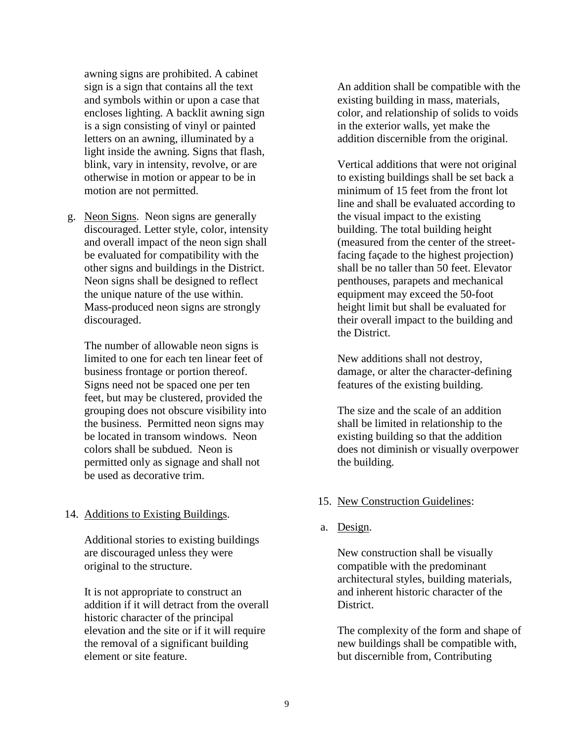awning signs are prohibited. A cabinet sign is a sign that contains all the text and symbols within or upon a case that encloses lighting. A backlit awning sign is a sign consisting of vinyl or painted letters on an awning, illuminated by a light inside the awning. Signs that flash, blink, vary in intensity, revolve, or are otherwise in motion or appear to be in motion are not permitted.

g. Neon Signs. Neon signs are generally discouraged. Letter style, color, intensity and overall impact of the neon sign shall be evaluated for compatibility with the other signs and buildings in the District. Neon signs shall be designed to reflect the unique nature of the use within. Mass-produced neon signs are strongly discouraged.

   The number of allowable neon signs is limited to one for each ten linear feet of business frontage or portion thereof. Signs need not be spaced one per ten feet, but may be clustered, provided the grouping does not obscure visibility into the business. Permitted neon signs may be located in transom windows. Neon colors shall be subdued. Neon is permitted only as signage and shall not be used as decorative trim.

14. Additions to Existing Buildings.

   Additional stories to existing buildings are discouraged unless they were original to the structure.

   It is not appropriate to construct an addition if it will detract from the overall historic character of the principal elevation and the site or if it will require the removal of a significant building element or site feature.

   An addition shall be compatible with the existing building in mass, materials, color, and relationship of solids to voids in the exterior walls, yet make the addition discernible from the original.

   Vertical additions that were not original to existing buildings shall be set back a minimum of 15 feet from the front lot line and shall be evaluated according to the visual impact to the existing building. The total building height (measured from the center of the street-facing façade to the highest projection) shall be no taller than 50 feet. Elevator penthouses, parapets and mechanical equipment may exceed the 50-foot height limit but shall be evaluated for their overall impact to the building and the District.

   New additions shall not destroy, damage, or alter the character-defining features of the existing building.

   The size and the scale of an addition shall be limited in relationship to the existing building so that the addition does not diminish or visually overpower the building.

15. New Construction Guidelines:

a. Design.

   New construction shall be visually compatible with the predominant architectural styles, building materials, and inherent historic character of the District.

   The complexity of the form and shape of new buildings shall be compatible with, but discernible from, Contributing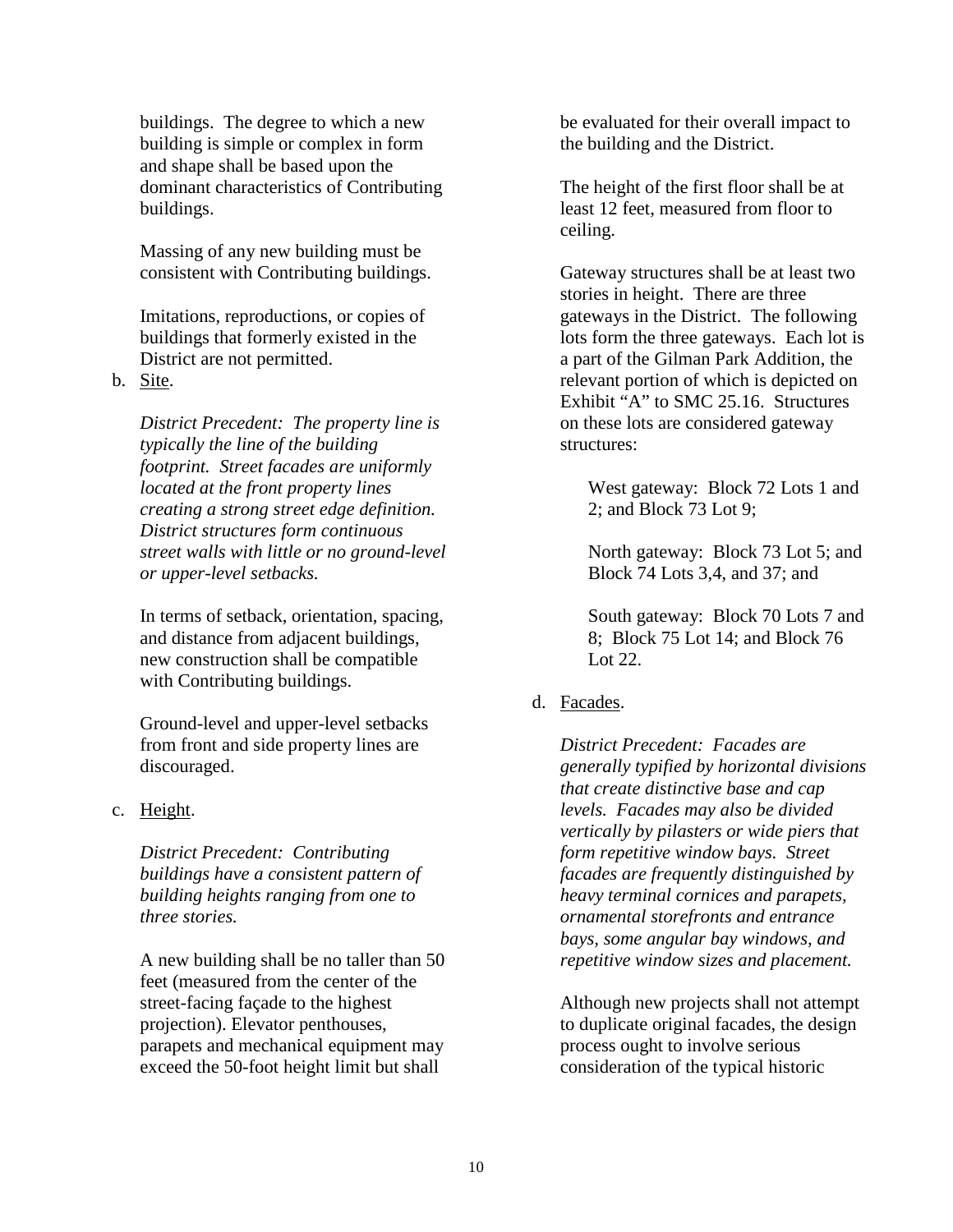buildings. The degree to which a new building is simple or complex in form and shape shall be based upon the dominant characteristics of Contributing buildings.

Massing of any new building must be consistent with Contributing buildings.

Imitations, reproductions, or copies of buildings that formerly existed in the District are not permitted.

b. Site.

*District Precedent: The property line is typically the line of the building footprint. Street facades are uniformly located at the front property lines creating a strong street edge definition. District structures form continuous street walls with little or no ground-level or upper-level setbacks.*

In terms of setback, orientation, spacing, and distance from adjacent buildings, new construction shall be compatible with Contributing buildings.

Ground-level and upper-level setbacks from front and side property lines are discouraged.

c. Height.

*District Precedent: Contributing buildings have a consistent pattern of building heights ranging from one to three stories.*

A new building shall be no taller than 50 feet (measured from the center of the street-facing façade to the highest projection). Elevator penthouses, parapets and mechanical equipment may exceed the 50-foot height limit but shall be evaluated for their overall impact to the building and the District.

The height of the first floor shall be at least 12 feet, measured from floor to ceiling.

Gateway structures shall be at least two stories in height. There are three gateways in the District. The following lots form the three gateways. Each lot is a part of the Gilman Park Addition, the relevant portion of which is depicted on Exhibit "A" to SMC 25.16. Structures on these lots are considered gateway structures:

West gateway: Block 72 Lots 1 and 2; and Block 73 Lot 9;

North gateway: Block 73 Lot 5; and Block 74 Lots 3,4, and 37; and

South gateway: Block 70 Lots 7 and 8; Block 75 Lot 14; and Block 76 Lot 22.

d. Facades.

*District Precedent: Facades are generally typified by horizontal divisions that create distinctive base and cap levels. Facades may also be divided vertically by pilasters or wide piers that form repetitive window bays. Street facades are frequently distinguished by heavy terminal cornices and parapets, ornamental storefronts and entrance bays, some angular bay windows, and repetitive window sizes and placement.*

Although new projects shall not attempt to duplicate original facades, the design process ought to involve serious consideration of the typical historic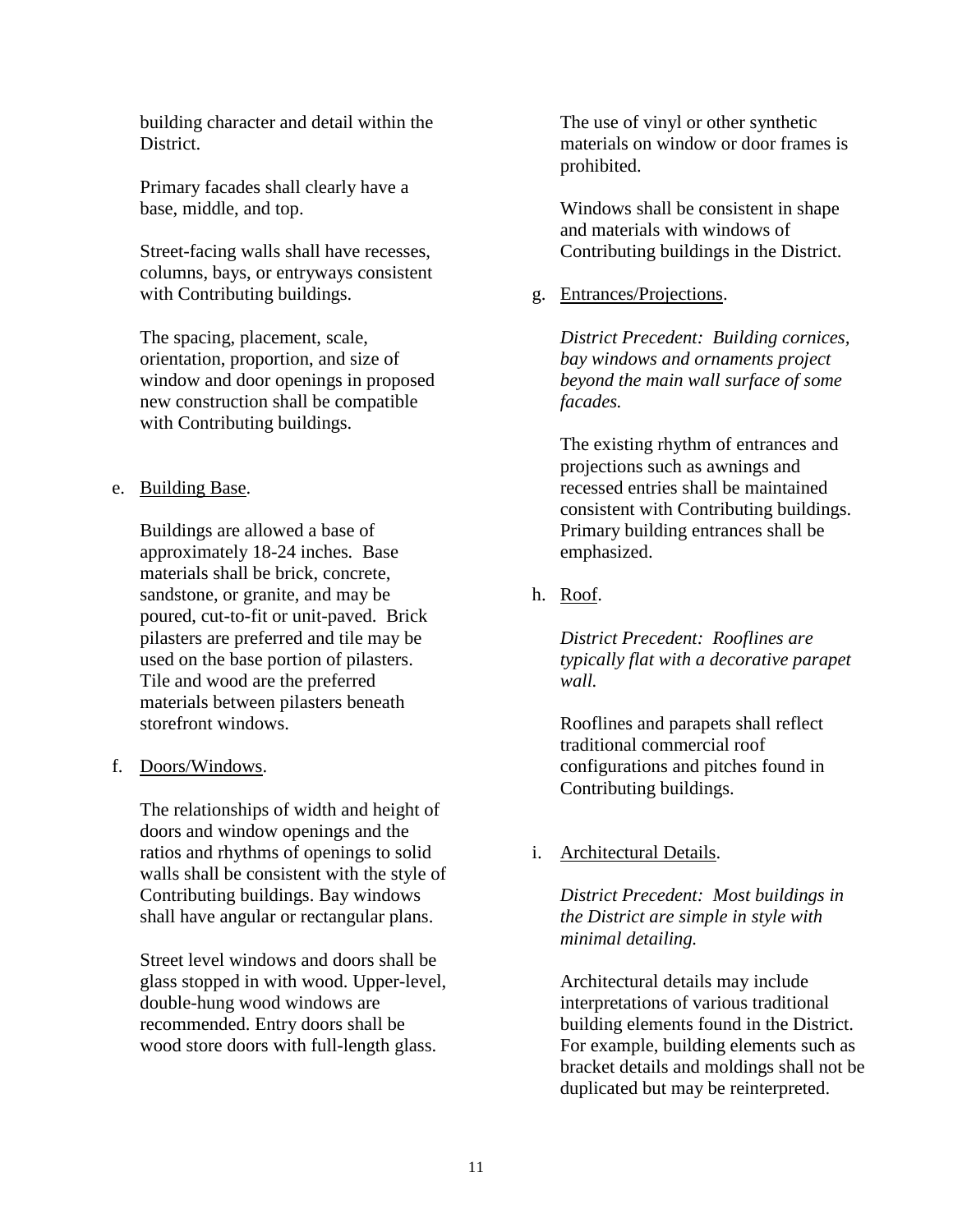building character and detail within the District.

Primary facades shall clearly have a base, middle, and top.

Street-facing walls shall have recesses, columns, bays, or entryways consistent with Contributing buildings.

The spacing, placement, scale, orientation, proportion, and size of window and door openings in proposed new construction shall be compatible with Contributing buildings.

e. <u>Building Base</u>.

Buildings are allowed a base of approximately 18-24 inches. Base materials shall be brick, concrete, sandstone, or granite, and may be poured, cut-to-fit or unit-paved. Brick pilasters are preferred and tile may be used on the base portion of pilasters. Tile and wood are the preferred materials between pilasters beneath storefront windows.

f. <u>Doors/Windows</u>.

The relationships of width and height of doors and window openings and the ratios and rhythms of openings to solid walls shall be consistent with the style of Contributing buildings. Bay windows shall have angular or rectangular plans.

Street level windows and doors shall be glass stopped in with wood. Upper-level, double-hung wood windows are recommended. Entry doors shall be wood store doors with full-length glass.

The use of vinyl or other synthetic materials on window or door frames is prohibited.

Windows shall be consistent in shape and materials with windows of Contributing buildings in the District.

g. <u>Entrances/Projections</u>.

*District Precedent: Building cornices, bay windows and ornaments project beyond the main wall surface of some facades.*

The existing rhythm of entrances and projections such as awnings and recessed entries shall be maintained consistent with Contributing buildings. Primary building entrances shall be emphasized.

h. <u>Roof</u>.

*District Precedent: Rooflines are typically flat with a decorative parapet wall.*

Rooflines and parapets shall reflect traditional commercial roof configurations and pitches found in Contributing buildings.

i. <u>Architectural Details</u>.

*District Precedent: Most buildings in the District are simple in style with minimal detailing.*

Architectural details may include interpretations of various traditional building elements found in the District. For example, building elements such as bracket details and moldings shall not be duplicated but may be reinterpreted.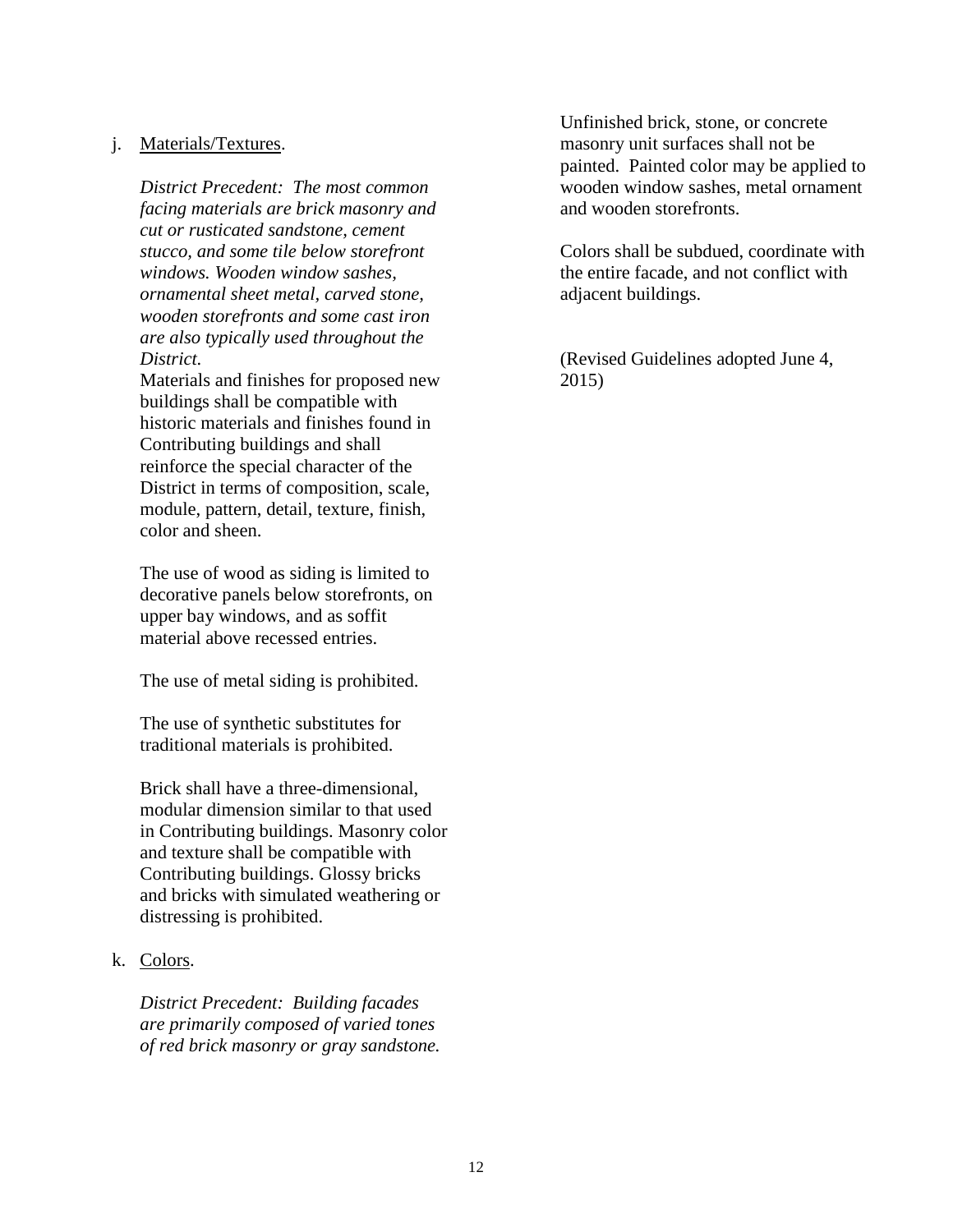j. Materials/Textures.

*District Precedent: The most common facing materials are brick masonry and cut or rusticated sandstone, cement stucco, and some tile below storefront windows. Wooden window sashes, ornamental sheet metal, carved stone, wooden storefronts and some cast iron are also typically used throughout the District.*

Materials and finishes for proposed new buildings shall be compatible with historic materials and finishes found in Contributing buildings and shall reinforce the special character of the District in terms of composition, scale, module, pattern, detail, texture, finish, color and sheen.

The use of wood as siding is limited to decorative panels below storefronts, on upper bay windows, and as soffit material above recessed entries.

The use of metal siding is prohibited.

The use of synthetic substitutes for traditional materials is prohibited.

Brick shall have a three-dimensional, modular dimension similar to that used in Contributing buildings. Masonry color and texture shall be compatible with Contributing buildings. Glossy bricks and bricks with simulated weathering or distressing is prohibited.

k. Colors.

*District Precedent: Building facades are primarily composed of varied tones of red brick masonry or gray sandstone.*

Unfinished brick, stone, or concrete masonry unit surfaces shall not be painted. Painted color may be applied to wooden window sashes, metal ornament and wooden storefronts.

Colors shall be subdued, coordinate with the entire facade, and not conflict with adjacent buildings.

(Revised Guidelines adopted June 4, 2015)